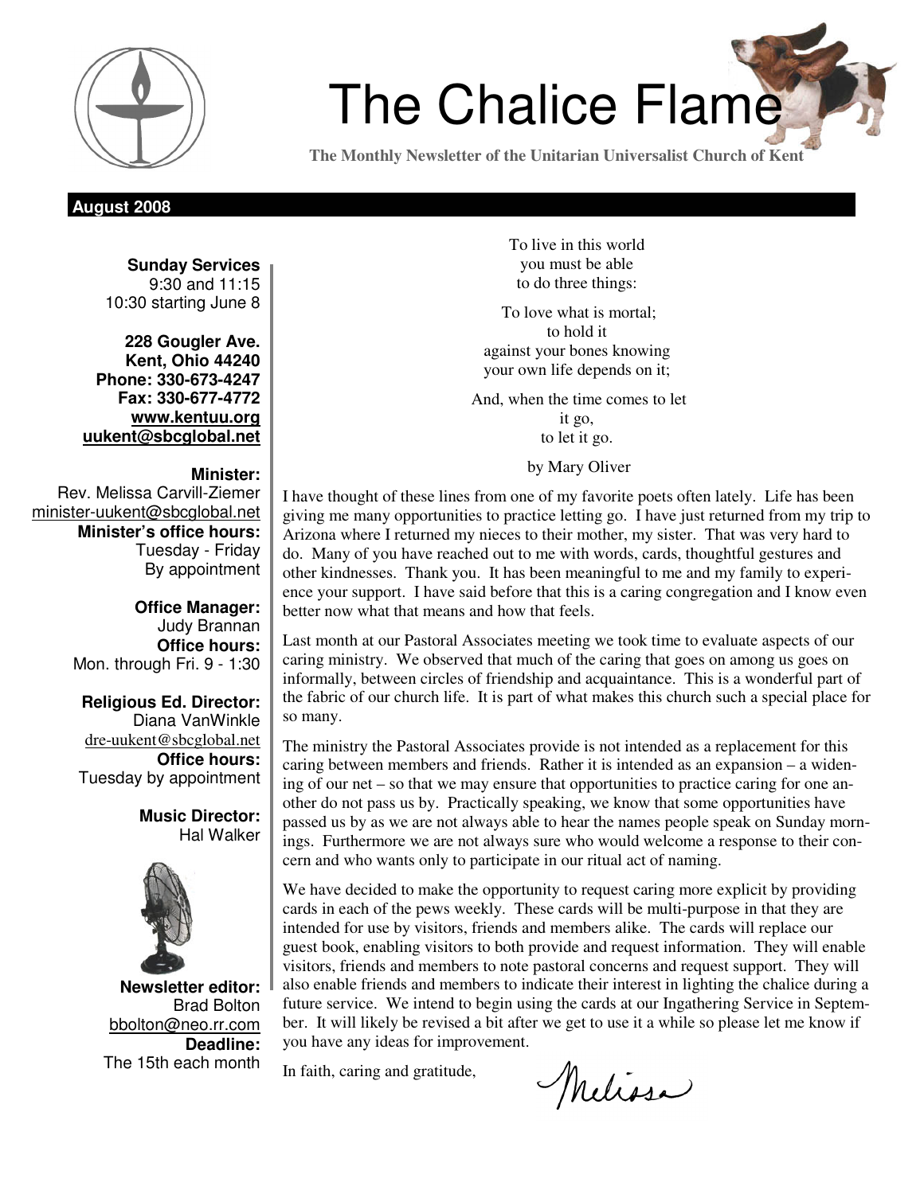# The Chalice Flame

**The Monthly Newsletter of the Unitarian Universalist Church of Kent**

**August 2008**

**Sunday Services**
9:30 and 11:15
10:30 starting June 8

**228 Gougler Ave.**
**Kent, Ohio 44240**
**Phone: 330-673-4247**
**Fax: 330-677-4772**
**www.kentuu.org**
**uukent@sbcglobal.net**

**Minister:**
Rev. Melissa Carvill-Ziemer
minister-uukent@sbcglobal.net
**Minister's office hours:**
Tuesday - Friday
By appointment

**Office Manager:**
Judy Brannan
**Office hours:**
Mon. through Fri. 9 - 1:30

**Religious Ed. Director:**
Diana VanWinkle
dre-uukent@sbcglobal.net
**Office hours:**
Tuesday by appointment

**Music Director:**
Hal Walker

**Newsletter editor:**
Brad Bolton
bbolton@neo.rr.com
**Deadline:**
The 15th each month

To live in this world
you must be able
to do three things:

To love what is mortal;
to hold it
against your bones knowing
your own life depends on it;

And, when the time comes to let
it go,
to let it go.

by Mary Oliver

I have thought of these lines from one of my favorite poets often lately. Life has been giving me many opportunities to practice letting go. I have just returned from my trip to Arizona where I returned my nieces to their mother, my sister. That was very hard to do. Many of you have reached out to me with words, cards, thoughtful gestures and other kindnesses. Thank you. It has been meaningful to me and my family to experience your support. I have said before that this is a caring congregation and I know even better now what that means and how that feels.

Last month at our Pastoral Associates meeting we took time to evaluate aspects of our caring ministry. We observed that much of the caring that goes on among us goes on informally, between circles of friendship and acquaintance. This is a wonderful part of the fabric of our church life. It is part of what makes this church such a special place for so many.

The ministry the Pastoral Associates provide is not intended as a replacement for this caring between members and friends. Rather it is intended as an expansion – a widening of our net – so that we may ensure that opportunities to practice caring for one another do not pass us by. Practically speaking, we know that some opportunities have passed us by as we are not always able to hear the names people speak on Sunday mornings. Furthermore we are not always sure who would welcome a response to their concern and who wants only to participate in our ritual act of naming.

We have decided to make the opportunity to request caring more explicit by providing cards in each of the pews weekly. These cards will be multi-purpose in that they are intended for use by visitors, friends and members alike. The cards will replace our guest book, enabling visitors to both provide and request information. They will enable visitors, friends and members to note pastoral concerns and request support. They will also enable friends and members to indicate their interest in lighting the chalice during a future service. We intend to begin using the cards at our Ingathering Service in September. It will likely be revised a bit after we get to use it a while so please let me know if you have any ideas for improvement.

In faith, caring and gratitude,

Melissa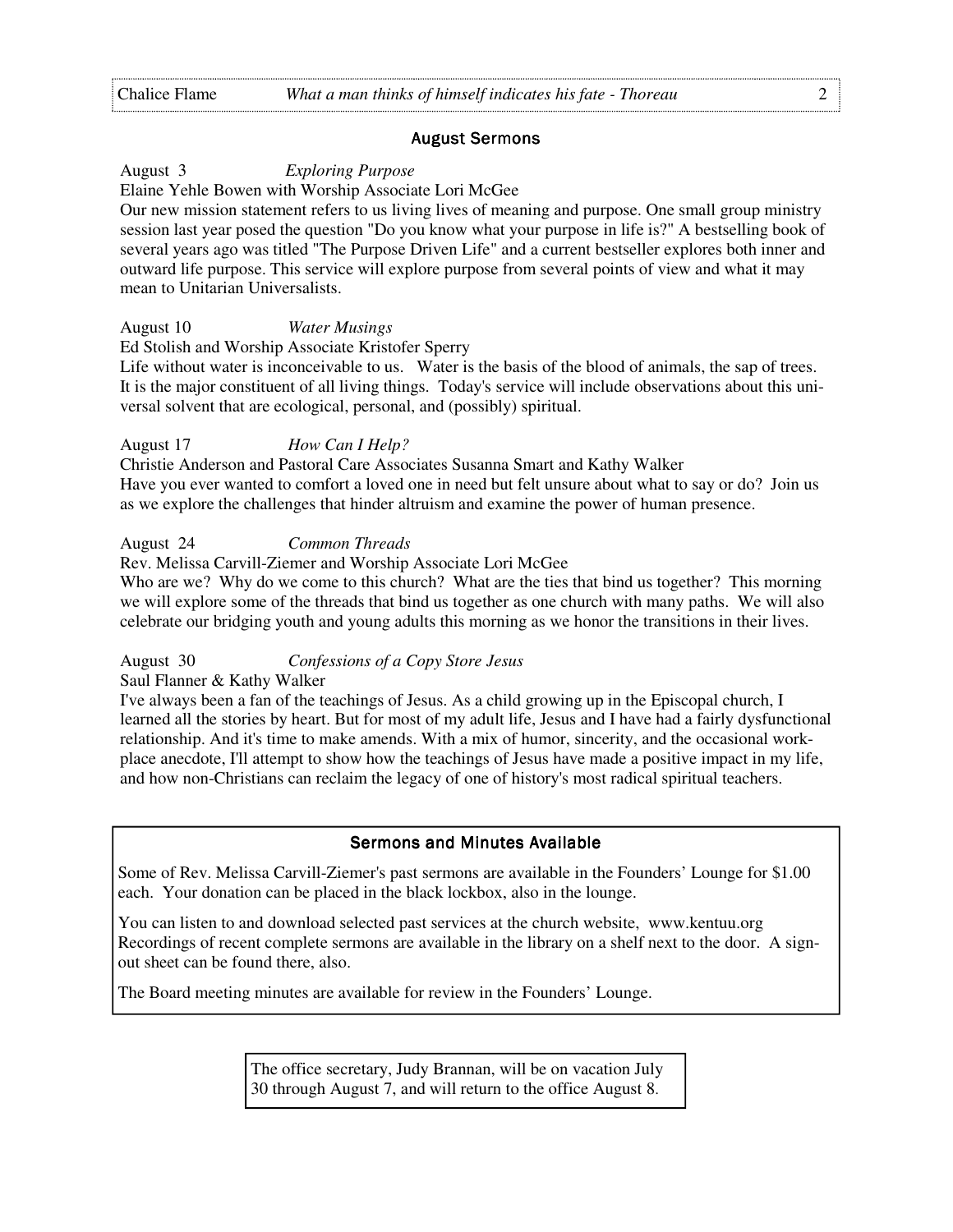## August Sermons

August 3 *Exploring Purpose*

Elaine Yehle Bowen with Worship Associate Lori McGee

Our new mission statement refers to us living lives of meaning and purpose. One small group ministry session last year posed the question "Do you know what your purpose in life is?" A bestselling book of several years ago was titled "The Purpose Driven Life" and a current bestseller explores both inner and outward life purpose. This service will explore purpose from several points of view and what it may mean to Unitarian Universalists.

August 10 *Water Musings*

Ed Stolish and Worship Associate Kristofer Sperry

Life without water is inconceivable to us. Water is the basis of the blood of animals, the sap of trees. It is the major constituent of all living things. Today's service will include observations about this universal solvent that are ecological, personal, and (possibly) spiritual.

August 17 *How Can I Help?*

Christie Anderson and Pastoral Care Associates Susanna Smart and Kathy Walker

Have you ever wanted to comfort a loved one in need but felt unsure about what to say or do? Join us as we explore the challenges that hinder altruism and examine the power of human presence.

August 24 *Common Threads*

Rev. Melissa Carvill-Ziemer and Worship Associate Lori McGee

Who are we? Why do we come to this church? What are the ties that bind us together? This morning we will explore some of the threads that bind us together as one church with many paths. We will also celebrate our bridging youth and young adults this morning as we honor the transitions in their lives.

August 30 *Confessions of a Copy Store Jesus*

Saul Flanner & Kathy Walker

I've always been a fan of the teachings of Jesus. As a child growing up in the Episcopal church, I learned all the stories by heart. But for most of my adult life, Jesus and I have had a fairly dysfunctional relationship. And it's time to make amends. With a mix of humor, sincerity, and the occasional workplace anecdote, I'll attempt to show how the teachings of Jesus have made a positive impact in my life, and how non-Christians can reclaim the legacy of one of history's most radical spiritual teachers.

## Sermons and Minutes Available

Some of Rev. Melissa Carvill-Ziemer's past sermons are available in the Founders' Lounge for $1.00 each. Your donation can be placed in the black lockbox, also in the lounge.

You can listen to and download selected past services at the church website, www.kentuu.org Recordings of recent complete sermons are available in the library on a shelf next to the door. A sign-out sheet can be found there, also.

The Board meeting minutes are available for review in the Founders' Lounge.

The office secretary, Judy Brannan, will be on vacation July 30 through August 7, and will return to the office August 8.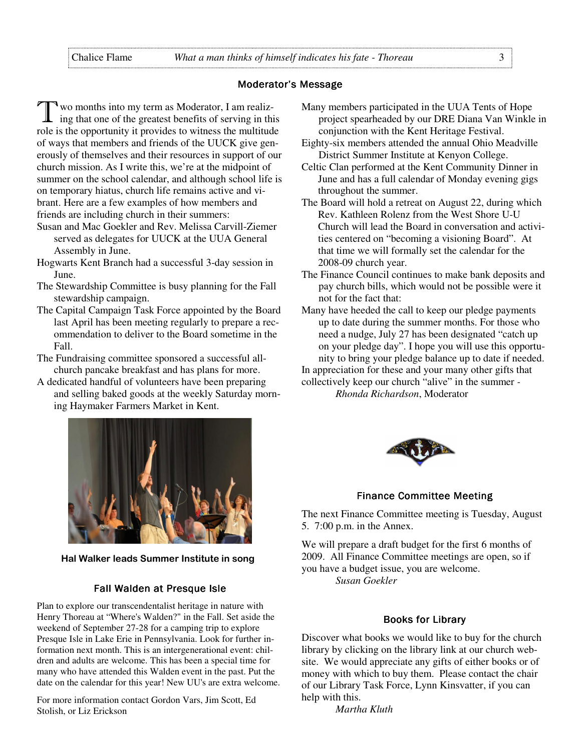## Moderator's Message

Two months into my term as Moderator, I am realizing that one of the greatest benefits of serving in this role is the opportunity it provides to witness the multitude of ways that members and friends of the UUCK give generously of themselves and their resources in support of our church mission. As I write this, we're at the midpoint of summer on the school calendar, and although school life is on temporary hiatus, church life remains active and vibrant. Here are a few examples of how members and friends are including church in their summers:

- Susan and Mac Goekler and Rev. Melissa Carvill-Ziemer served as delegates for UUCK at the UUA General Assembly in June.
- Hogwarts Kent Branch had a successful 3-day session in June.
- The Stewardship Committee is busy planning for the Fall stewardship campaign.
- The Capital Campaign Task Force appointed by the Board last April has been meeting regularly to prepare a recommendation to deliver to the Board sometime in the Fall.
- The Fundraising committee sponsored a successful all-church pancake breakfast and has plans for more.
- A dedicated handful of volunteers have been preparing and selling baked goods at the weekly Saturday morning Haymaker Farmers Market in Kent.
- Many members participated in the UUA Tents of Hope project spearheaded by our DRE Diana Van Winkle in conjunction with the Kent Heritage Festival.
- Eighty-six members attended the annual Ohio Meadville District Summer Institute at Kenyon College.
- Celtic Clan performed at the Kent Community Dinner in June and has a full calendar of Monday evening gigs throughout the summer.
- The Board will hold a retreat on August 22, during which Rev. Kathleen Rolenz from the West Shore U-U Church will lead the Board in conversation and activities centered on "becoming a visioning Board". At that time we will formally set the calendar for the 2008-09 church year.
- The Finance Council continues to make bank deposits and pay church bills, which would not be possible were it not for the fact that:
- Many have heeded the call to keep our pledge payments up to date during the summer months. For those who need a nudge, July 27 has been designated "catch up on your pledge day". I hope you will use this opportunity to bring your pledge balance up to date if needed.

In appreciation for these and your many other gifts that collectively keep our church "alive" in the summer -

*Rhonda Richardson*, Moderator

**Hal Walker leads Summer Institute in song**

## Fall Walden at Presque Isle

Plan to explore our transcendentalist heritage in nature with Henry Thoreau at "Where's Walden?" in the Fall. Set aside the weekend of September 27-28 for a camping trip to explore Presque Isle in Lake Erie in Pennsylvania. Look for further information next month. This is an intergenerational event: children and adults are welcome. This has been a special time for many who have attended this Walden event in the past. Put the date on the calendar for this year! New UU's are extra welcome.

For more information contact Gordon Vars, Jim Scott, Ed Stolish, or Liz Erickson

## Finance Committee Meeting

The next Finance Committee meeting is Tuesday, August 5. 7:00 p.m. in the Annex.

We will prepare a draft budget for the first 6 months of 2009. All Finance Committee meetings are open, so if you have a budget issue, you are welcome.

*Susan Goekler*

## Books for Library

Discover what books we would like to buy for the church library by clicking on the library link at our church website. We would appreciate any gifts of either books or of money with which to buy them. Please contact the chair of our Library Task Force, Lynn Kinsvatter, if you can help with this.

*Martha Kluth*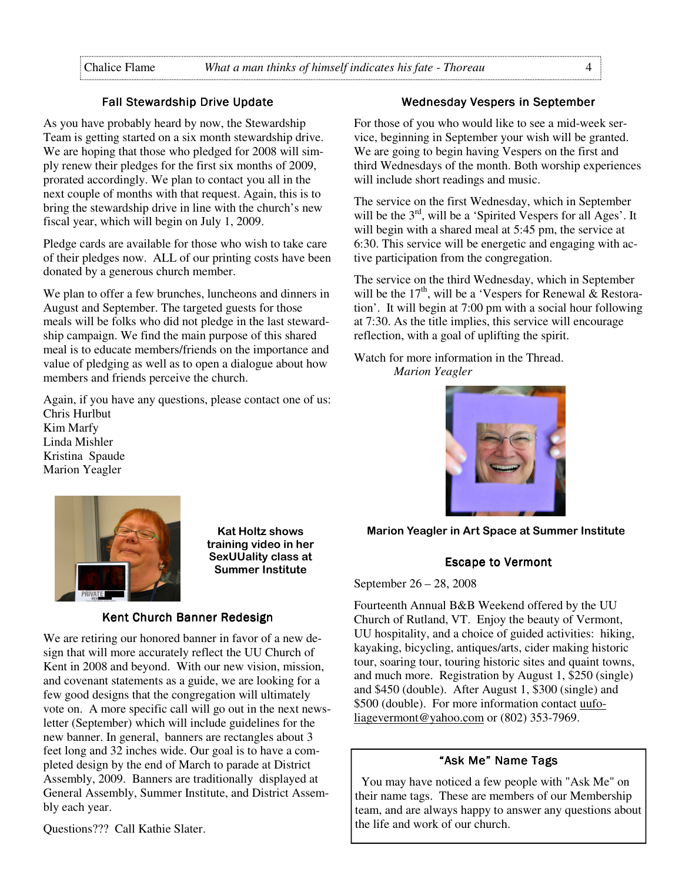## Fall Stewardship Drive Update

As you have probably heard by now, the Stewardship Team is getting started on a six month stewardship drive. We are hoping that those who pledged for 2008 will simply renew their pledges for the first six months of 2009, prorated accordingly. We plan to contact you all in the next couple of months with that request. Again, this is to bring the stewardship drive in line with the church's new fiscal year, which will begin on July 1, 2009.

Pledge cards are available for those who wish to take care of their pledges now. ALL of our printing costs have been donated by a generous church member.

We plan to offer a few brunches, luncheons and dinners in August and September. The targeted guests for those meals will be folks who did not pledge in the last stewardship campaign. We find the main purpose of this shared meal is to educate members/friends on the importance and value of pledging as well as to open a dialogue about how members and friends perceive the church.

Again, if you have any questions, please contact one of us:
Chris Hurlbut
Kim Marfy
Linda Mishler
Kristina Spaude
Marion Yeagler

**Kat Holtz shows training video in her SexUUality class at Summer Institute**

## Kent Church Banner Redesign

We are retiring our honored banner in favor of a new design that will more accurately reflect the UU Church of Kent in 2008 and beyond. With our new vision, mission, and covenant statements as a guide, we are looking for a few good designs that the congregation will ultimately vote on. A more specific call will go out in the next newsletter (September) which will include guidelines for the new banner. In general, banners are rectangles about 3 feet long and 32 inches wide. Our goal is to have a completed design by the end of March to parade at District Assembly, 2009. Banners are traditionally displayed at General Assembly, Summer Institute, and District Assembly each year.

Questions??? Call Kathie Slater.

## Wednesday Vespers in September

For those of you who would like to see a mid-week service, beginning in September your wish will be granted. We are going to begin having Vespers on the first and third Wednesdays of the month. Both worship experiences will include short readings and music.

The service on the first Wednesday, which in September will be the 3rd, will be a 'Spirited Vespers for all Ages'. It will begin with a shared meal at 5:45 pm, the service at 6:30. This service will be energetic and engaging with active participation from the congregation.

The service on the third Wednesday, which in September will be the 17th, will be a 'Vespers for Renewal & Restoration'. It will begin at 7:00 pm with a social hour following at 7:30. As the title implies, this service will encourage reflection, with a goal of uplifting the spirit.

Watch for more information in the Thread.

*Marion Yeagler*

**Marion Yeagler in Art Space at Summer Institute**

## Escape to Vermont

September 26 – 28, 2008

Fourteenth Annual B&B Weekend offered by the UU Church of Rutland, VT. Enjoy the beauty of Vermont, UU hospitality, and a choice of guided activities: hiking, kayaking, bicycling, antiques/arts, cider making historic tour, soaring tour, touring historic sites and quaint towns, and much more. Registration by August 1, $250 (single) and $450 (double). After August 1, $300 (single) and $500 (double). For more information contact uufoliagevermont@yahoo.com or (802) 353-7969.

## "Ask Me" Name Tags

You may have noticed a few people with "Ask Me" on their name tags. These are members of our Membership team, and are always happy to answer any questions about the life and work of our church.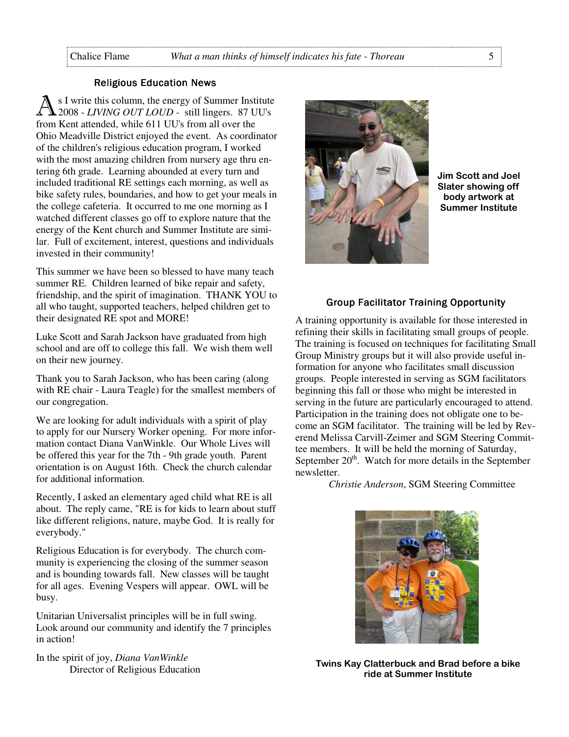## Religious Education News

As I write this column, the energy of Summer Institute 2008 - *LIVING OUT LOUD* - still lingers. 87 UU's from Kent attended, while 611 UU's from all over the Ohio Meadville District enjoyed the event. As coordinator of the children's religious education program, I worked with the most amazing children from nursery age thru entering 6th grade. Learning abounded at every turn and included traditional RE settings each morning, as well as bike safety rules, boundaries, and how to get your meals in the college cafeteria. It occurred to me one morning as I watched different classes go off to explore nature that the energy of the Kent church and Summer Institute are similar. Full of excitement, interest, questions and individuals invested in their community!

This summer we have been so blessed to have many teach summer RE. Children learned of bike repair and safety, friendship, and the spirit of imagination. THANK YOU to all who taught, supported teachers, helped children get to their designated RE spot and MORE!

Luke Scott and Sarah Jackson have graduated from high school and are off to college this fall. We wish them well on their new journey.

Thank you to Sarah Jackson, who has been caring (along with RE chair - Laura Teagle) for the smallest members of our congregation.

We are looking for adult individuals with a spirit of play to apply for our Nursery Worker opening. For more information contact Diana VanWinkle. Our Whole Lives will be offered this year for the 7th - 9th grade youth. Parent orientation is on August 16th. Check the church calendar for additional information.

Recently, I asked an elementary aged child what RE is all about. The reply came, "RE is for kids to learn about stuff like different religions, nature, maybe God. It is really for everybody."

Religious Education is for everybody. The church community is experiencing the closing of the summer season and is bounding towards fall. New classes will be taught for all ages. Evening Vespers will appear. OWL will be busy.

Unitarian Universalist principles will be in full swing. Look around our community and identify the 7 principles in action!

In the spirit of joy, *Diana VanWinkle*
Director of Religious Education

**Jim Scott and Joel Slater showing off body artwork at Summer Institute**

## Group Facilitator Training Opportunity

A training opportunity is available for those interested in refining their skills in facilitating small groups of people. The training is focused on techniques for facilitating Small Group Ministry groups but it will also provide useful information for anyone who facilitates small discussion groups. People interested in serving as SGM facilitators beginning this fall or those who might be interested in serving in the future are particularly encouraged to attend. Participation in the training does not obligate one to become an SGM facilitator. The training will be led by Reverend Melissa Carvill-Zeimer and SGM Steering Committee members. It will be held the morning of Saturday, September 20th. Watch for more details in the September newsletter.

*Christie Anderson*, SGM Steering Committee

**Twins Kay Clatterbuck and Brad before a bike ride at Summer Institute**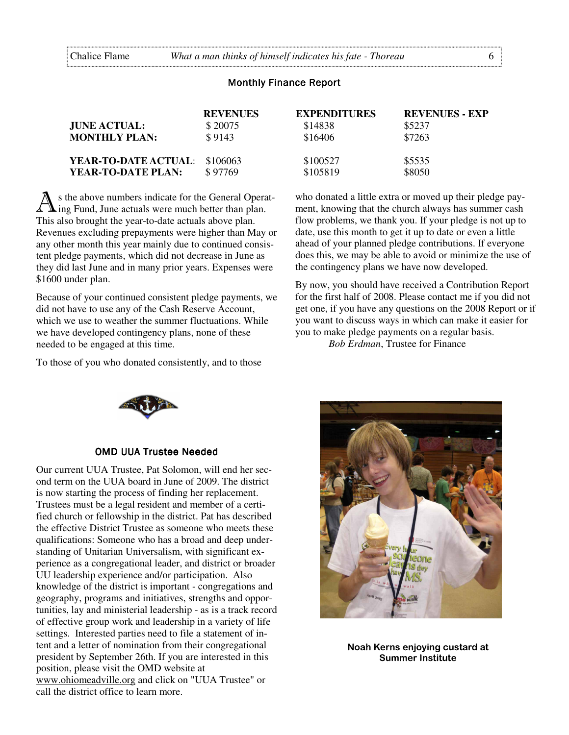## Monthly Finance Report

| | REVENUES | EXPENDITURES | REVENUES - EXP |
|---|---|---|---|
| **JUNE ACTUAL:** | $ 20075 | $14838 | $5237 |
| **MONTHLY PLAN:** | $ 9143 | $16406 | $7263 |
| **YEAR-TO-DATE ACTUAL:** | $106063 | $100527 | $5535 |
| **YEAR-TO-DATE PLAN:** | $ 97769 | $105819 | $8050 |

As the above numbers indicate for the General Operating Fund, June actuals were much better than plan. This also brought the year-to-date actuals above plan. Revenues excluding prepayments were higher than May or any other month this year mainly due to continued consistent pledge payments, which did not decrease in June as they did last June and in many prior years. Expenses were $1600 under plan.

Because of your continued consistent pledge payments, we did not have to use any of the Cash Reserve Account, which we use to weather the summer fluctuations. While we have developed contingency plans, none of these needed to be engaged at this time.

To those of you who donated consistently, and to those who donated a little extra or moved up their pledge payment, knowing that the church always has summer cash flow problems, we thank you. If your pledge is not up to date, use this month to get it up to date or even a little ahead of your planned pledge contributions. If everyone does this, we may be able to avoid or minimize the use of the contingency plans we have now developed.

By now, you should have received a Contribution Report for the first half of 2008. Please contact me if you did not get one, if you have any questions on the 2008 Report or if you want to discuss ways in which can make it easier for you to make pledge payments on a regular basis.

*Bob Erdman*, Trustee for Finance

## OMD UUA Trustee Needed

Our current UUA Trustee, Pat Solomon, will end her second term on the UUA board in June of 2009. The district is now starting the process of finding her replacement. Trustees must be a legal resident and member of a certified church or fellowship in the district. Pat has described the effective District Trustee as someone who meets these qualifications: Someone who has a broad and deep understanding of Unitarian Universalism, with significant experience as a congregational leader, and district or broader UU leadership experience and/or participation. Also knowledge of the district is important - congregations and geography, programs and initiatives, strengths and opportunities, lay and ministerial leadership - as is a track record of effective group work and leadership in a variety of life settings. Interested parties need to file a statement of intent and a letter of nomination from their congregational president by September 26th. If you are interested in this position, please visit the OMD website at www.ohiomeadville.org and click on "UUA Trustee" or call the district office to learn more.

**Noah Kerns enjoying custard at Summer Institute**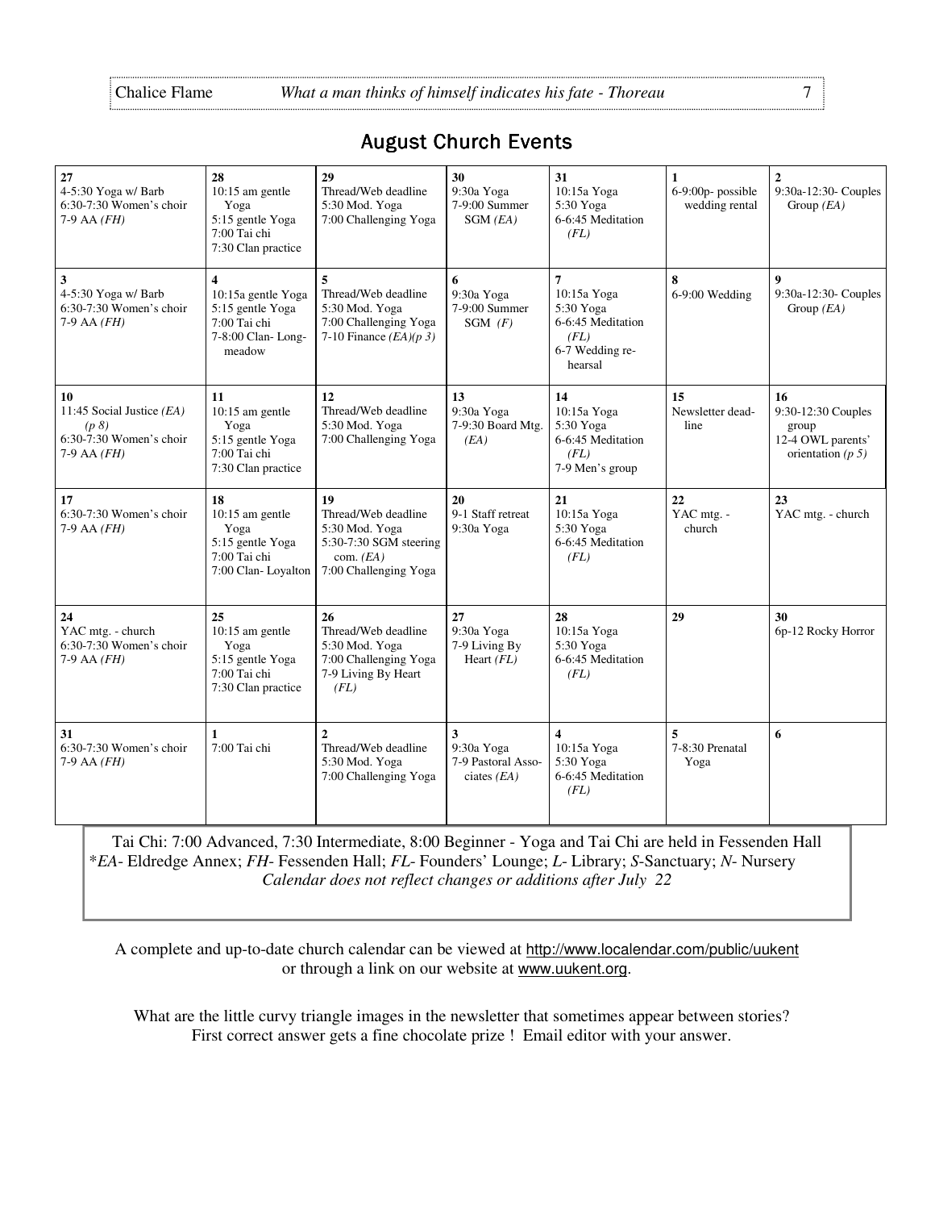## August Church Events

| | | | | | | |
|---|---|---|---|---|---|---|
| **27**<br>4-5:30 Yoga w/ Barb<br>6:30-7:30 Women's choir<br>7-9 AA *(FH)* | **28**<br>10:15 am gentle Yoga<br>5:15 gentle Yoga<br>7:00 Tai chi<br>7:30 Clan practice | **29**<br>Thread/Web deadline<br>5:30 Mod. Yoga<br>7:00 Challenging Yoga | **30**<br>9:30a Yoga<br>7-9:00 Summer SGM *(EA)* | **31**<br>10:15a Yoga<br>5:30 Yoga<br>6-6:45 Meditation *(FL)* | **1**<br>6-9:00p- possible wedding rental | **2**<br>9:30a-12:30- Couples Group *(EA)* |
| **3**<br>4-5:30 Yoga w/ Barb<br>6:30-7:30 Women's choir<br>7-9 AA *(FH)* | **4**<br>10:15a gentle Yoga<br>5:15 gentle Yoga<br>7:00 Tai chi<br>7-8:00 Clan- Longmeadow | **5**<br>Thread/Web deadline<br>5:30 Mod. Yoga<br>7:00 Challenging Yoga<br>7-10 Finance *(EA)(p 3)* | **6**<br>9:30a Yoga<br>7-9:00 Summer SGM *(F)* | **7**<br>10:15a Yoga<br>5:30 Yoga<br>6-6:45 Meditation *(FL)*<br>6-7 Wedding rehearsal | **8**<br>6-9:00 Wedding | **9**<br>9:30a-12:30- Couples Group *(EA)* |
| **10**<br>11:45 Social Justice *(EA) (p 8)*<br>6:30-7:30 Women's choir<br>7-9 AA *(FH)* | **11**<br>10:15 am gentle Yoga<br>5:15 gentle Yoga<br>7:00 Tai chi<br>7:30 Clan practice | **12**<br>Thread/Web deadline<br>5:30 Mod. Yoga<br>7:00 Challenging Yoga | **13**<br>9:30a Yoga<br>7-9:30 Board Mtg. *(EA)* | **14**<br>10:15a Yoga<br>5:30 Yoga<br>6-6:45 Meditation *(FL)*<br>7-9 Men's group | **15**<br>Newsletter deadline | **16**<br>9:30-12:30 Couples group<br>12-4 OWL parents' orientation *(p 5)* |
| **17**<br>6:30-7:30 Women's choir<br>7-9 AA *(FH)* | **18**<br>10:15 am gentle Yoga<br>5:15 gentle Yoga<br>7:00 Tai chi<br>7:00 Clan- Loyalton | **19**<br>Thread/Web deadline<br>5:30 Mod. Yoga<br>5:30-7:30 SGM steering com. *(EA)*<br>7:00 Challenging Yoga | **20**<br>9-1 Staff retreat<br>9:30a Yoga | **21**<br>10:15a Yoga<br>5:30 Yoga<br>6-6:45 Meditation *(FL)* | **22**<br>YAC mtg. - church | **23**<br>YAC mtg. - church |
| **24**<br>YAC mtg. - church<br>6:30-7:30 Women's choir<br>7-9 AA *(FH)* | **25**<br>10:15 am gentle Yoga<br>5:15 gentle Yoga<br>7:00 Tai chi<br>7:30 Clan practice | **26**<br>Thread/Web deadline<br>5:30 Mod. Yoga<br>7:00 Challenging Yoga<br>7-9 Living By Heart *(FL)* | **27**<br>9:30a Yoga<br>7-9 Living By Heart *(FL)* | **28**<br>10:15a Yoga<br>5:30 Yoga<br>6-6:45 Meditation *(FL)* | **29** | **30**<br>6p-12 Rocky Horror |
| **31**<br>6:30-7:30 Women's choir<br>7-9 AA *(FH)* | **1**<br>7:00 Tai chi | **2**<br>Thread/Web deadline<br>5:30 Mod. Yoga<br>7:00 Challenging Yoga | **3**<br>9:30a Yoga<br>7-9 Pastoral Associates *(EA)* | **4**<br>10:15a Yoga<br>5:30 Yoga<br>6-6:45 Meditation *(FL)* | **5**<br>7-8:30 Prenatal Yoga | **6** |

Tai Chi: 7:00 Advanced, 7:30 Intermediate, 8:00 Beginner - Yoga and Tai Chi are held in Fessenden Hall
\**EA*- Eldredge Annex; *FH*- Fessenden Hall; *FL*- Founders' Lounge; *L*- Library; *S*-Sanctuary; *N*- Nursery
*Calendar does not reflect changes or additions after July 22*

A complete and up-to-date church calendar can be viewed at http://www.localendar.com/public/uukent or through a link on our website at www.uukent.org.

What are the little curvy triangle images in the newsletter that sometimes appear between stories? First correct answer gets a fine chocolate prize ! Email editor with your answer.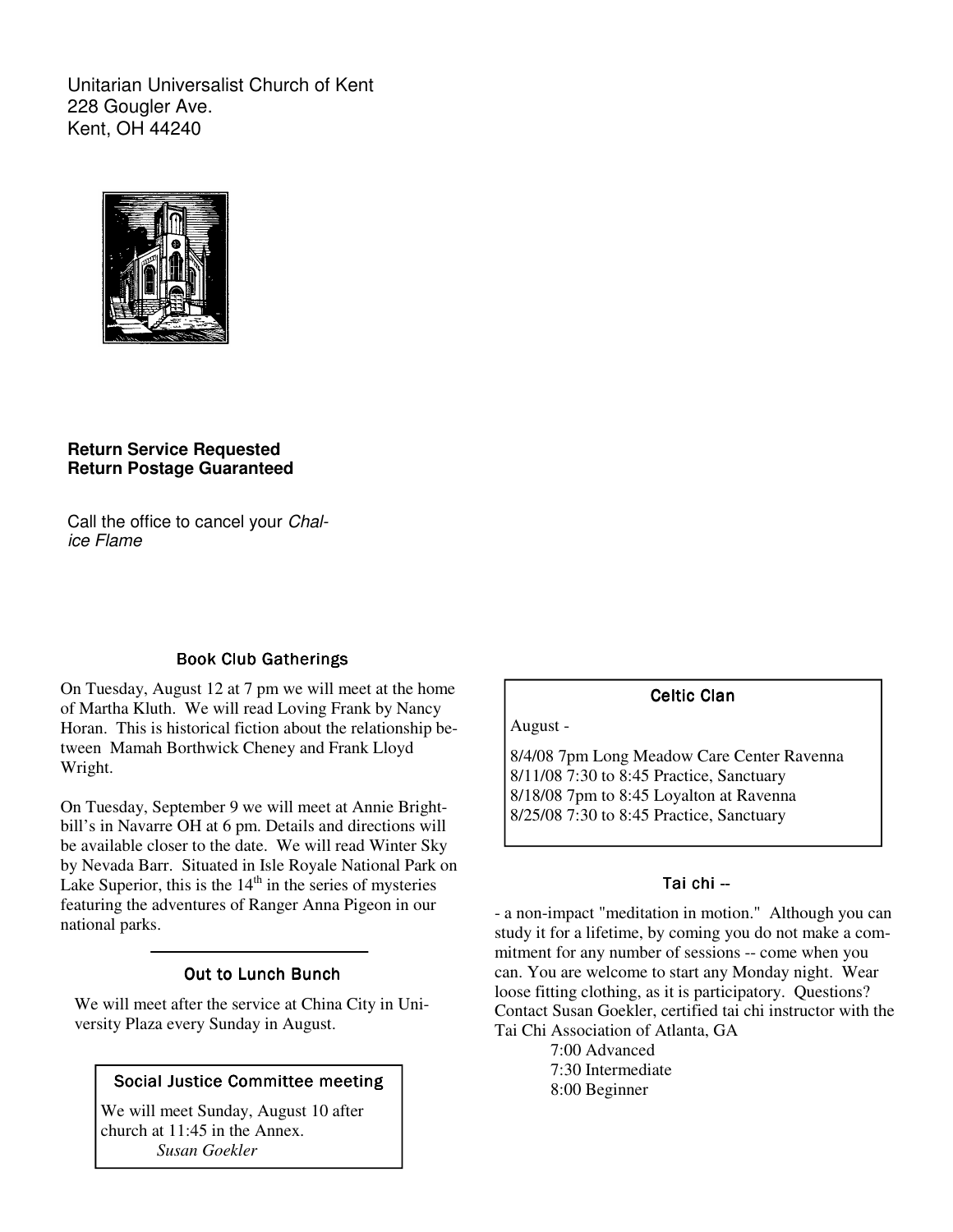Unitarian Universalist Church of Kent
228 Gougler Ave.
Kent, OH 44240

**Return Service Requested**
**Return Postage Guaranteed**

Call the office to cancel your *Chalice Flame*

### Book Club Gatherings

On Tuesday, August 12 at 7 pm we will meet at the home of Martha Kluth. We will read Loving Frank by Nancy Horan. This is historical fiction about the relationship between Mamah Borthwick Cheney and Frank Lloyd Wright.

On Tuesday, September 9 we will meet at Annie Brightbill's in Navarre OH at 6 pm. Details and directions will be available closer to the date. We will read Winter Sky by Nevada Barr. Situated in Isle Royale National Park on Lake Superior, this is the 14th in the series of mysteries featuring the adventures of Ranger Anna Pigeon in our national parks.

### Out to Lunch Bunch

We will meet after the service at China City in University Plaza every Sunday in August.

### Social Justice Committee meeting

We will meet Sunday, August 10 after church at 11:45 in the Annex.
*Susan Goekler*

### Celtic Clan

August -

8/4/08 7pm Long Meadow Care Center Ravenna
8/11/08 7:30 to 8:45 Practice, Sanctuary
8/18/08 7pm to 8:45 Loyalton at Ravenna
8/25/08 7:30 to 8:45 Practice, Sanctuary

### Tai chi --

- a non-impact "meditation in motion." Although you can study it for a lifetime, by coming you do not make a commitment for any number of sessions -- come when you can. You are welcome to start any Monday night. Wear loose fitting clothing, as it is participatory. Questions? Contact Susan Goekler, certified tai chi instructor with the Tai Chi Association of Atlanta, GA

7:00 Advanced
7:30 Intermediate
8:00 Beginner